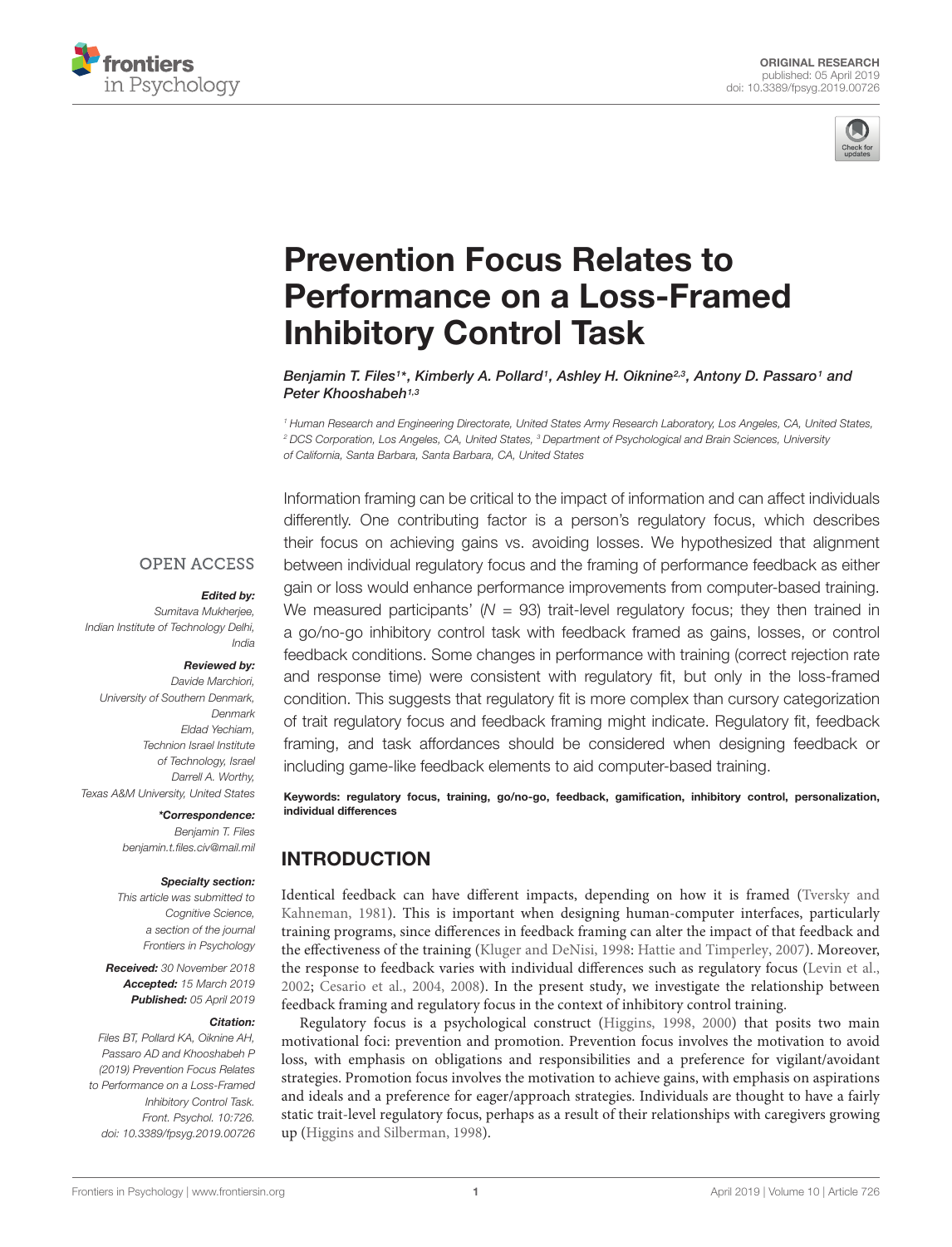ORIGINAL RESEARCH
published: 05 April 2019
doi: 10.3389/fpsyg.2019.00726

# Prevention Focus Relates to Performance on a Loss-Framed Inhibitory Control Task

*Benjamin T. Files[1]\*, Kimberly A. Pollard[1], Ashley H. Oiknine[2,3], Antony D. Passaro[1] and Peter Khooshabeh[1,3]*

[1] Human Research and Engineering Directorate, United States Army Research Laboratory, Los Angeles, CA, United States, [2] DCS Corporation, Los Angeles, CA, United States, [3] Department of Psychological and Brain Sciences, University of California, Santa Barbara, Santa Barbara, CA, United States

Information framing can be critical to the impact of information and can affect individuals differently. One contributing factor is a person's regulatory focus, which describes their focus on achieving gains vs. avoiding losses. We hypothesized that alignment between individual regulatory focus and the framing of performance feedback as either gain or loss would enhance performance improvements from computer-based training. We measured participants' ($N$ = 93) trait-level regulatory focus; they then trained in a go/no-go inhibitory control task with feedback framed as gains, losses, or control feedback conditions. Some changes in performance with training (correct rejection rate and response time) were consistent with regulatory fit, but only in the loss-framed condition. This suggests that regulatory fit is more complex than cursory categorization of trait regulatory focus and feedback framing might indicate. Regulatory fit, feedback framing, and task affordances should be considered when designing feedback or including game-like feedback elements to aid computer-based training.

**Keywords: regulatory focus, training, go/no-go, feedback, gamification, inhibitory control, personalization, individual differences**

OPEN ACCESS

***Edited by:***
*Sumitava Mukherjee, Indian Institute of Technology Delhi, India*

***Reviewed by:***
*Davide Marchiori, University of Southern Denmark, Denmark*
*Eldad Yechiam, Technion Israel Institute of Technology, Israel*
*Darrell A. Worthy, Texas A&M University, United States*

***\*Correspondence:***
*Benjamin T. Files*
*benjamin.t.files.civ@mail.mil*

***Specialty section:***
*This article was submitted to Cognitive Science, a section of the journal Frontiers in Psychology*

***Received:*** *30 November 2018*
***Accepted:*** *15 March 2019*
***Published:*** *05 April 2019*

***Citation:***
*Files BT, Pollard KA, Oiknine AH, Passaro AD and Khooshabeh P (2019) Prevention Focus Relates to Performance on a Loss-Framed Inhibitory Control Task. Front. Psychol. 10:726. doi: 10.3389/fpsyg.2019.00726*

## INTRODUCTION

Identical feedback can have different impacts, depending on how it is framed (Tversky and Kahneman, 1981). This is important when designing human-computer interfaces, particularly training programs, since differences in feedback framing can alter the impact of that feedback and the effectiveness of the training (Kluger and DeNisi, 1998: Hattie and Timperley, 2007). Moreover, the response to feedback varies with individual differences such as regulatory focus (Levin et al., 2002; Cesario et al., 2004, 2008). In the present study, we investigate the relationship between feedback framing and regulatory focus in the context of inhibitory control training.

Regulatory focus is a psychological construct (Higgins, 1998, 2000) that posits two main motivational foci: prevention and promotion. Prevention focus involves the motivation to avoid loss, with emphasis on obligations and responsibilities and a preference for vigilant/avoidant strategies. Promotion focus involves the motivation to achieve gains, with emphasis on aspirations and ideals and a preference for eager/approach strategies. Individuals are thought to have a fairly static trait-level regulatory focus, perhaps as a result of their relationships with caregivers growing up (Higgins and Silberman, 1998).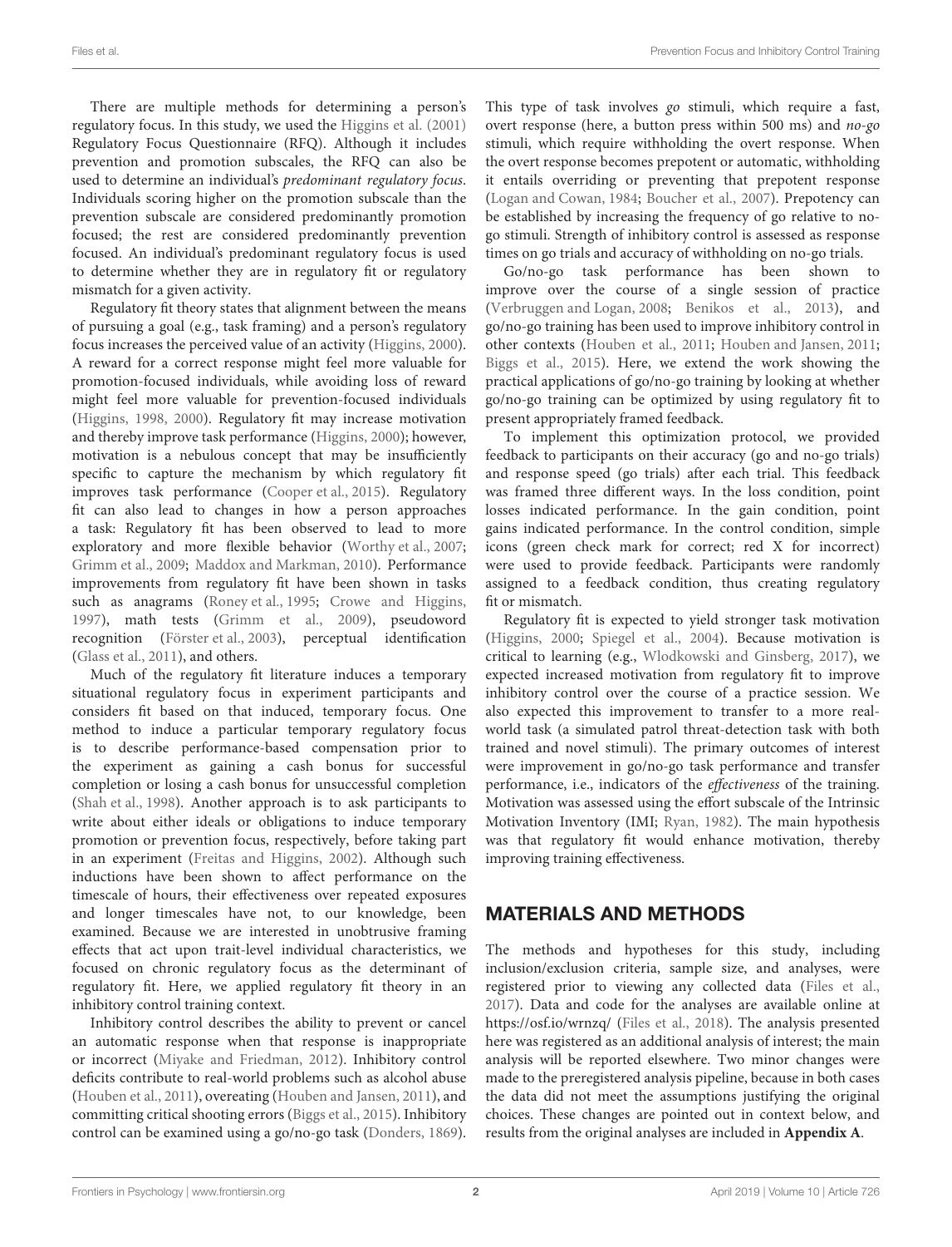There are multiple methods for determining a person's regulatory focus. In this study, we used the Higgins et al. (2001) Regulatory Focus Questionnaire (RFQ). Although it includes prevention and promotion subscales, the RFQ can also be used to determine an individual's *predominant regulatory focus*. Individuals scoring higher on the promotion subscale than the prevention subscale are considered predominantly promotion focused; the rest are considered predominantly prevention focused. An individual's predominant regulatory focus is used to determine whether they are in regulatory fit or regulatory mismatch for a given activity.

Regulatory fit theory states that alignment between the means of pursuing a goal (e.g., task framing) and a person's regulatory focus increases the perceived value of an activity (Higgins, 2000). A reward for a correct response might feel more valuable for promotion-focused individuals, while avoiding loss of reward might feel more valuable for prevention-focused individuals (Higgins, 1998, 2000). Regulatory fit may increase motivation and thereby improve task performance (Higgins, 2000); however, motivation is a nebulous concept that may be insufficiently specific to capture the mechanism by which regulatory fit improves task performance (Cooper et al., 2015). Regulatory fit can also lead to changes in how a person approaches a task: Regulatory fit has been observed to lead to more exploratory and more flexible behavior (Worthy et al., 2007; Grimm et al., 2009; Maddox and Markman, 2010). Performance improvements from regulatory fit have been shown in tasks such as anagrams (Roney et al., 1995; Crowe and Higgins, 1997), math tests (Grimm et al., 2009), pseudoword recognition (Förster et al., 2003), perceptual identification (Glass et al., 2011), and others.

Much of the regulatory fit literature induces a temporary situational regulatory focus in experiment participants and considers fit based on that induced, temporary focus. One method to induce a particular temporary regulatory focus is to describe performance-based compensation prior to the experiment as gaining a cash bonus for successful completion or losing a cash bonus for unsuccessful completion (Shah et al., 1998). Another approach is to ask participants to write about either ideals or obligations to induce temporary promotion or prevention focus, respectively, before taking part in an experiment (Freitas and Higgins, 2002). Although such inductions have been shown to affect performance on the timescale of hours, their effectiveness over repeated exposures and longer timescales have not, to our knowledge, been examined. Because we are interested in unobtrusive framing effects that act upon trait-level individual characteristics, we focused on chronic regulatory focus as the determinant of regulatory fit. Here, we applied regulatory fit theory in an inhibitory control training context.

Inhibitory control describes the ability to prevent or cancel an automatic response when that response is inappropriate or incorrect (Miyake and Friedman, 2012). Inhibitory control deficits contribute to real-world problems such as alcohol abuse (Houben et al., 2011), overeating (Houben and Jansen, 2011), and committing critical shooting errors (Biggs et al., 2015). Inhibitory control can be examined using a go/no-go task (Donders, 1869). This type of task involves *go* stimuli, which require a fast, overt response (here, a button press within 500 ms) and *no-go* stimuli, which require withholding the overt response. When the overt response becomes prepotent or automatic, withholding it entails overriding or preventing that prepotent response (Logan and Cowan, 1984; Boucher et al., 2007). Prepotency can be established by increasing the frequency of go relative to no-go stimuli. Strength of inhibitory control is assessed as response times on go trials and accuracy of withholding on no-go trials.

Go/no-go task performance has been shown to improve over the course of a single session of practice (Verbruggen and Logan, 2008; Benikos et al., 2013), and go/no-go training has been used to improve inhibitory control in other contexts (Houben et al., 2011; Houben and Jansen, 2011; Biggs et al., 2015). Here, we extend the work showing the practical applications of go/no-go training by looking at whether go/no-go training can be optimized by using regulatory fit to present appropriately framed feedback.

To implement this optimization protocol, we provided feedback to participants on their accuracy (go and no-go trials) and response speed (go trials) after each trial. This feedback was framed three different ways. In the loss condition, point losses indicated performance. In the gain condition, point gains indicated performance. In the control condition, simple icons (green check mark for correct; red X for incorrect) were used to provide feedback. Participants were randomly assigned to a feedback condition, thus creating regulatory fit or mismatch.

Regulatory fit is expected to yield stronger task motivation (Higgins, 2000; Spiegel et al., 2004). Because motivation is critical to learning (e.g., Wlodkowski and Ginsberg, 2017), we expected increased motivation from regulatory fit to improve inhibitory control over the course of a practice session. We also expected this improvement to transfer to a more real-world task (a simulated patrol threat-detection task with both trained and novel stimuli). The primary outcomes of interest were improvement in go/no-go task performance and transfer performance, i.e., indicators of the *effectiveness* of the training. Motivation was assessed using the effort subscale of the Intrinsic Motivation Inventory (IMI; Ryan, 1982). The main hypothesis was that regulatory fit would enhance motivation, thereby improving training effectiveness.

## MATERIALS AND METHODS

The methods and hypotheses for this study, including inclusion/exclusion criteria, sample size, and analyses, were registered prior to viewing any collected data (Files et al., 2017). Data and code for the analyses are available online at https://osf.io/wrnzq/ (Files et al., 2018). The analysis presented here was registered as an additional analysis of interest; the main analysis will be reported elsewhere. Two minor changes were made to the preregistered analysis pipeline, because in both cases the data did not meet the assumptions justifying the original choices. These changes are pointed out in context below, and results from the original analyses are included in **Appendix A**.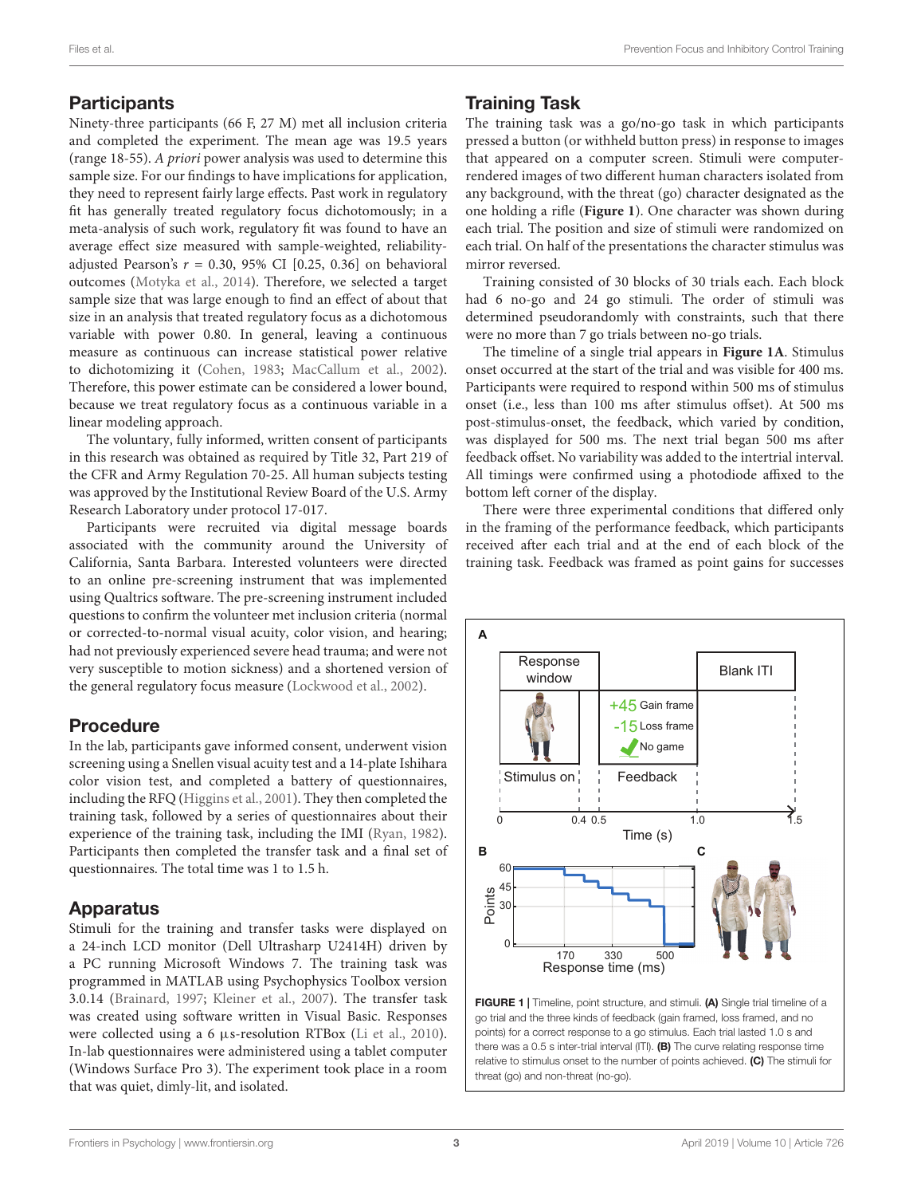## Participants

Ninety-three participants (66 F, 27 M) met all inclusion criteria and completed the experiment. The mean age was 19.5 years (range 18-55). *A priori* power analysis was used to determine this sample size. For our findings to have implications for application, they need to represent fairly large effects. Past work in regulatory fit has generally treated regulatory focus dichotomously; in a meta-analysis of such work, regulatory fit was found to have an average effect size measured with sample-weighted, reliability-adjusted Pearson's $r$ = 0.30, 95% CI [0.25, 0.36] on behavioral outcomes (Motyka et al., 2014). Therefore, we selected a target sample size that was large enough to find an effect of about that size in an analysis that treated regulatory focus as a dichotomous variable with power 0.80. In general, leaving a continuous measure as continuous can increase statistical power relative to dichotomizing it (Cohen, 1983; MacCallum et al., 2002). Therefore, this power estimate can be considered a lower bound, because we treat regulatory focus as a continuous variable in a linear modeling approach.

The voluntary, fully informed, written consent of participants in this research was obtained as required by Title 32, Part 219 of the CFR and Army Regulation 70-25. All human subjects testing was approved by the Institutional Review Board of the U.S. Army Research Laboratory under protocol 17-017.

Participants were recruited via digital message boards associated with the community around the University of California, Santa Barbara. Interested volunteers were directed to an online pre-screening instrument that was implemented using Qualtrics software. The pre-screening instrument included questions to confirm the volunteer met inclusion criteria (normal or corrected-to-normal visual acuity, color vision, and hearing; had not previously experienced severe head trauma; and were not very susceptible to motion sickness) and a shortened version of the general regulatory focus measure (Lockwood et al., 2002).

## Procedure

In the lab, participants gave informed consent, underwent vision screening using a Snellen visual acuity test and a 14-plate Ishihara color vision test, and completed a battery of questionnaires, including the RFQ (Higgins et al., 2001). They then completed the training task, followed by a series of questionnaires about their experience of the training task, including the IMI (Ryan, 1982). Participants then completed the transfer task and a final set of questionnaires. The total time was 1 to 1.5 h.

## Apparatus

Stimuli for the training and transfer tasks were displayed on a 24-inch LCD monitor (Dell Ultrasharp U2414H) driven by a PC running Microsoft Windows 7. The training task was programmed in MATLAB using Psychophysics Toolbox version 3.0.14 (Brainard, 1997; Kleiner et al., 2007). The transfer task was created using software written in Visual Basic. Responses were collected using a 6 µs-resolution RTBox (Li et al., 2010). In-lab questionnaires were administered using a tablet computer (Windows Surface Pro 3). The experiment took place in a room that was quiet, dimly-lit, and isolated.

## Training Task

The training task was a go/no-go task in which participants pressed a button (or withheld button press) in response to images that appeared on a computer screen. Stimuli were computer-rendered images of two different human characters isolated from any background, with the threat (go) character designated as the one holding a rifle (**Figure 1**). One character was shown during each trial. The position and size of stimuli were randomized on each trial. On half of the presentations the character stimulus was mirror reversed.

Training consisted of 30 blocks of 30 trials each. Each block had 6 no-go and 24 go stimuli. The order of stimuli was determined pseudorandomly with constraints, such that there were no more than 7 go trials between no-go trials.

The timeline of a single trial appears in **Figure 1A**. Stimulus onset occurred at the start of the trial and was visible for 400 ms. Participants were required to respond within 500 ms of stimulus onset (i.e., less than 100 ms after stimulus offset). At 500 ms post-stimulus-onset, the feedback, which varied by condition, was displayed for 500 ms. The next trial began 500 ms after feedback offset. No variability was added to the intertrial interval. All timings were confirmed using a photodiode affixed to the bottom left corner of the display.

There were three experimental conditions that differed only in the framing of the performance feedback, which participants received after each trial and at the end of each block of the training task. Feedback was framed as point gains for successes

**FIGURE 1** | Timeline, point structure, and stimuli. **(A)** Single trial timeline of a go trial and the three kinds of feedback (gain framed, loss framed, and no points) for a correct response to a go stimulus. Each trial lasted 1.0 s and there was a 0.5 s inter-trial interval (ITI). **(B)** The curve relating response time relative to stimulus onset to the number of points achieved. **(C)** The stimuli for threat (go) and non-threat (no-go).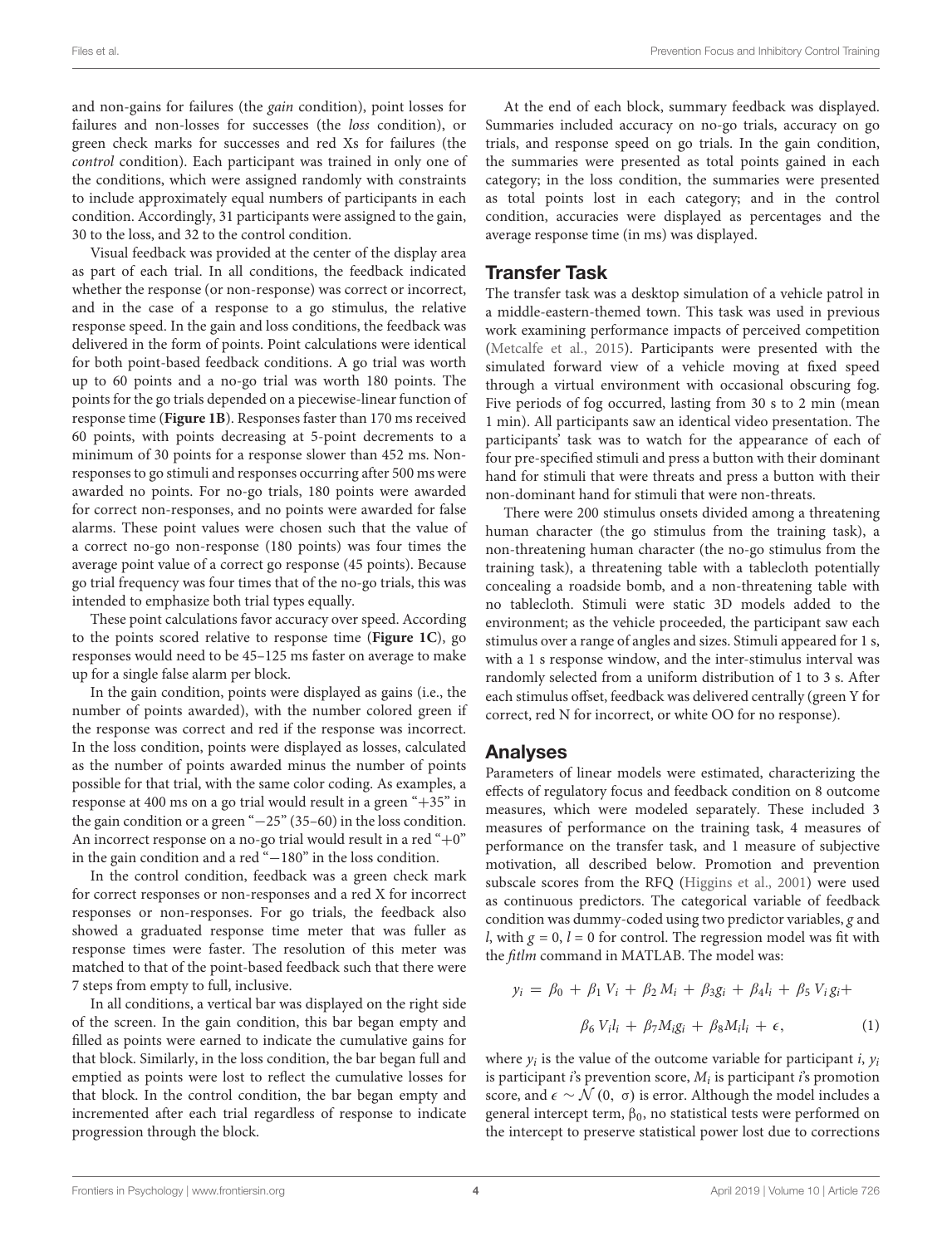and non-gains for failures (the *gain* condition), point losses for failures and non-losses for successes (the *loss* condition), or green check marks for successes and red Xs for failures (the *control* condition). Each participant was trained in only one of the conditions, which were assigned randomly with constraints to include approximately equal numbers of participants in each condition. Accordingly, 31 participants were assigned to the gain, 30 to the loss, and 32 to the control condition.

Visual feedback was provided at the center of the display area as part of each trial. In all conditions, the feedback indicated whether the response (or non-response) was correct or incorrect, and in the case of a response to a go stimulus, the relative response speed. In the gain and loss conditions, the feedback was delivered in the form of points. Point calculations were identical for both point-based feedback conditions. A go trial was worth up to 60 points and a no-go trial was worth 180 points. The points for the go trials depended on a piecewise-linear function of response time (**Figure 1B**). Responses faster than 170 ms received 60 points, with points decreasing at 5-point decrements to a minimum of 30 points for a response slower than 452 ms. Non-responses to go stimuli and responses occurring after 500 ms were awarded no points. For no-go trials, 180 points were awarded for correct non-responses, and no points were awarded for false alarms. These point values were chosen such that the value of a correct no-go non-response (180 points) was four times the average point value of a correct go response (45 points). Because go trial frequency was four times that of the no-go trials, this was intended to emphasize both trial types equally.

These point calculations favor accuracy over speed. According to the points scored relative to response time (**Figure 1C**), go responses would need to be 45–125 ms faster on average to make up for a single false alarm per block.

In the gain condition, points were displayed as gains (i.e., the number of points awarded), with the number colored green if the response was correct and red if the response was incorrect. In the loss condition, points were displayed as losses, calculated as the number of points awarded minus the number of points possible for that trial, with the same color coding. As examples, a response at 400 ms on a go trial would result in a green "+35" in the gain condition or a green "−25" (35–60) in the loss condition. An incorrect response on a no-go trial would result in a red "+0" in the gain condition and a red "−180" in the loss condition.

In the control condition, feedback was a green check mark for correct responses or non-responses and a red X for incorrect responses or non-responses. For go trials, the feedback also showed a graduated response time meter that was fuller as response times were faster. The resolution of this meter was matched to that of the point-based feedback such that there were 7 steps from empty to full, inclusive.

In all conditions, a vertical bar was displayed on the right side of the screen. In the gain condition, this bar began empty and filled as points were earned to indicate the cumulative gains for that block. Similarly, in the loss condition, the bar began full and emptied as points were lost to reflect the cumulative losses for that block. In the control condition, the bar began empty and incremented after each trial regardless of response to indicate progression through the block.

At the end of each block, summary feedback was displayed. Summaries included accuracy on no-go trials, accuracy on go trials, and response speed on go trials. In the gain condition, the summaries were presented as total points gained in each category; in the loss condition, the summaries were presented as total points lost in each category; and in the control condition, accuracies were displayed as percentages and the average response time (in ms) was displayed.

## Transfer Task

The transfer task was a desktop simulation of a vehicle patrol in a middle-eastern-themed town. This task was used in previous work examining performance impacts of perceived competition (Metcalfe et al., 2015). Participants were presented with the simulated forward view of a vehicle moving at fixed speed through a virtual environment with occasional obscuring fog. Five periods of fog occurred, lasting from 30 s to 2 min (mean 1 min). All participants saw an identical video presentation. The participants' task was to watch for the appearance of each of four pre-specified stimuli and press a button with their dominant hand for stimuli that were threats and press a button with their non-dominant hand for stimuli that were non-threats.

There were 200 stimulus onsets divided among a threatening human character (the go stimulus from the training task), a non-threatening human character (the no-go stimulus from the training task), a threatening table with a tablecloth potentially concealing a roadside bomb, and a non-threatening table with no tablecloth. Stimuli were static 3D models added to the environment; as the vehicle proceeded, the participant saw each stimulus over a range of angles and sizes. Stimuli appeared for 1 s, with a 1 s response window, and the inter-stimulus interval was randomly selected from a uniform distribution of 1 to 3 s. After each stimulus offset, feedback was delivered centrally (green Y for correct, red N for incorrect, or white OO for no response).

## Analyses

Parameters of linear models were estimated, characterizing the effects of regulatory focus and feedback condition on 8 outcome measures, which were modeled separately. These included 3 measures of performance on the training task, 4 measures of performance on the transfer task, and 1 measure of subjective motivation, all described below. Promotion and prevention subscale scores from the RFQ (Higgins et al., 2001) were used as continuous predictors. The categorical variable of feedback condition was dummy-coded using two predictor variables, $g$ and $l$, with $g = 0$, $l = 0$ for control. The regression model was fit with the *fitlm* command in MATLAB. The model was:

$$y_i = \beta_0 + \beta_1 V_i + \beta_2 M_i + \beta_3 g_i + \beta_4 l_i + \beta_5 V_i g_i + \beta_6 V_i l_i + \beta_7 M_i g_i + \beta_8 M_i l_i + \epsilon, \quad (1)$$

where $y_i$ is the value of the outcome variable for participant $i$, $y_i$ is participant $i$'s prevention score, $M_i$ is participant $i$'s promotion score, and $\epsilon \sim \mathcal{N}(0, \sigma)$ is error. Although the model includes a general intercept term, $\beta_0$, no statistical tests were performed on the intercept to preserve statistical power lost due to corrections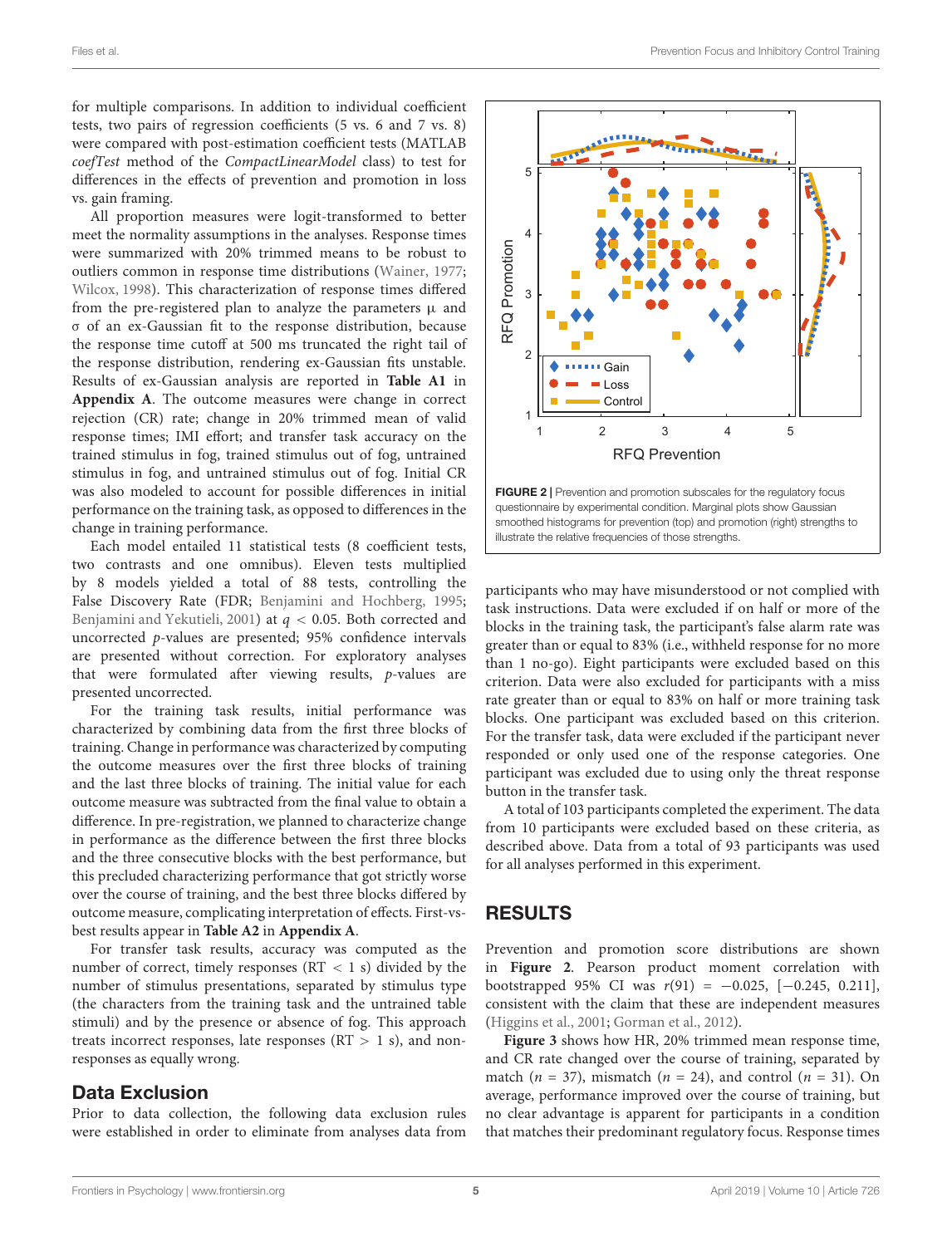for multiple comparisons. In addition to individual coefficient tests, two pairs of regression coefficients (5 vs. 6 and 7 vs. 8) were compared with post-estimation coefficient tests (MATLAB *coefTest* method of the *CompactLinearModel* class) to test for differences in the effects of prevention and promotion in loss vs. gain framing.

All proportion measures were logit-transformed to better meet the normality assumptions in the analyses. Response times were summarized with 20% trimmed means to be robust to outliers common in response time distributions (Wainer, 1977; Wilcox, 1998). This characterization of response times differed from the pre-registered plan to analyze the parameters μ and σ of an ex-Gaussian fit to the response distribution, because the response time cutoff at 500 ms truncated the right tail of the response distribution, rendering ex-Gaussian fits unstable. Results of ex-Gaussian analysis are reported in **Table A1** in **Appendix A**. The outcome measures were change in correct rejection (CR) rate; change in 20% trimmed mean of valid response times; IMI effort; and transfer task accuracy on the trained stimulus in fog, trained stimulus out of fog, untrained stimulus in fog, and untrained stimulus out of fog. Initial CR was also modeled to account for possible differences in initial performance on the training task, as opposed to differences in the change in training performance.

Each model entailed 11 statistical tests (8 coefficient tests, two contrasts and one omnibus). Eleven tests multiplied by 8 models yielded a total of 88 tests, controlling the False Discovery Rate (FDR; Benjamini and Hochberg, 1995; Benjamini and Yekutieli, 2001) at $q < 0.05$. Both corrected and uncorrected $p$-values are presented; 95% confidence intervals are presented without correction. For exploratory analyses that were formulated after viewing results, $p$-values are presented uncorrected.

For the training task results, initial performance was characterized by combining data from the first three blocks of training. Change in performance was characterized by computing the outcome measures over the first three blocks of training and the last three blocks of training. The initial value for each outcome measure was subtracted from the final value to obtain a difference. In pre-registration, we planned to characterize change in performance as the difference between the first three blocks and the three consecutive blocks with the best performance, but this precluded characterizing performance that got strictly worse over the course of training, and the best three blocks differed by outcome measure, complicating interpretation of effects. First-vs-best results appear in **Table A2** in **Appendix A**.

For transfer task results, accuracy was computed as the number of correct, timely responses (RT < 1 s) divided by the number of stimulus presentations, separated by stimulus type (the characters from the training task and the untrained table stimuli) and by the presence or absence of fog. This approach treats incorrect responses, late responses (RT > 1 s), and non-responses as equally wrong.

## Data Exclusion

Prior to data collection, the following data exclusion rules were established in order to eliminate from analyses data from participants who may have misunderstood or not complied with task instructions. Data were excluded if on half or more of the blocks in the training task, the participant's false alarm rate was greater than or equal to 83% (i.e., withheld response for no more than 1 no-go). Eight participants were excluded based on this criterion. Data were also excluded for participants with a miss rate greater than or equal to 83% on half or more training task blocks. One participant was excluded based on this criterion. For the transfer task, data were excluded if the participant never responded or only used one of the response categories. One participant was excluded due to using only the threat response button in the transfer task.

A total of 103 participants completed the experiment. The data from 10 participants were excluded based on these criteria, as described above. Data from a total of 93 participants was used for all analyses performed in this experiment.

**FIGURE 2 |** Prevention and promotion subscales for the regulatory focus questionnaire by experimental condition. Marginal plots show Gaussian smoothed histograms for prevention (top) and promotion (right) strengths to illustrate the relative frequencies of those strengths.

## RESULTS

Prevention and promotion score distributions are shown in **Figure 2**. Pearson product moment correlation with bootstrapped 95% CI was $r(91) = -0.025$, [−0.245, 0.211], consistent with the claim that these are independent measures (Higgins et al., 2001; Gorman et al., 2012).

**Figure 3** shows how HR, 20% trimmed mean response time, and CR rate changed over the course of training, separated by match ($n = 37$), mismatch ($n = 24$), and control ($n = 31$). On average, performance improved over the course of training, but no clear advantage is apparent for participants in a condition that matches their predominant regulatory focus. Response times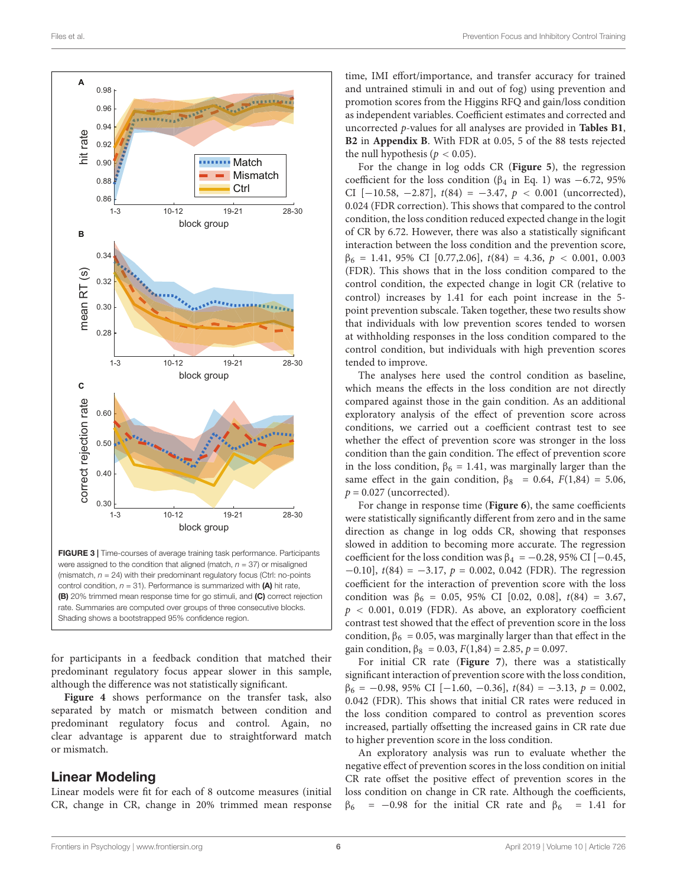FIGURE 3 | Time-courses of average training task performance. Participants were assigned to the condition that aligned (match, $n = 37$) or misaligned (mismatch, $n = 24$) with their predominant regulatory focus (Ctrl: no-points control condition, $n = 31$). Performance is summarized with **(A)** hit rate, **(B)** 20% trimmed mean response time for go stimuli, and **(C)** correct rejection rate. Summaries are computed over groups of three consecutive blocks. Shading shows a bootstrapped 95% confidence region.

for participants in a feedback condition that matched their predominant regulatory focus appear slower in this sample, although the difference was not statistically significant.

**Figure 4** shows performance on the transfer task, also separated by match or mismatch between condition and predominant regulatory focus and control. Again, no clear advantage is apparent due to straightforward match or mismatch.

## Linear Modeling

Linear models were fit for each of 8 outcome measures (initial CR, change in CR, change in 20% trimmed mean response time, IMI effort/importance, and transfer accuracy for trained and untrained stimuli in and out of fog) using prevention and promotion scores from the Higgins RFQ and gain/loss condition as independent variables. Coefficient estimates and corrected and uncorrected *p*-values for all analyses are provided in **Tables B1**, **B2** in **Appendix B**. With FDR at 0.05, 5 of the 88 tests rejected the null hypothesis ($p < 0.05$).

For the change in log odds CR (**Figure 5**), the regression coefficient for the loss condition ($\beta_4$ in Eq. 1) was −6.72, 95% CI [−10.58, −2.87], $t(84) = -3.47$, $p < 0.001$ (uncorrected), 0.024 (FDR correction). This shows that compared to the control condition, the loss condition reduced expected change in the logit of CR by 6.72. However, there was also a statistically significant interaction between the loss condition and the prevention score, $\beta_6 = 1.41$, 95% CI [0.77,2.06], $t(84) = 4.36$, $p < 0.001$, 0.003 (FDR). This shows that in the loss condition compared to the control condition, the expected change in logit CR (relative to control) increases by 1.41 for each point increase in the 5-point prevention subscale. Taken together, these two results show that individuals with low prevention scores tended to worsen at withholding responses in the loss condition compared to the control condition, but individuals with high prevention scores tended to improve.

The analyses here used the control condition as baseline, which means the effects in the loss condition are not directly compared against those in the gain condition. As an additional exploratory analysis of the effect of prevention score across conditions, we carried out a coefficient contrast test to see whether the effect of prevention score was stronger in the loss condition than the gain condition. The effect of prevention score in the loss condition, $\beta_6 = 1.41$, was marginally larger than the same effect in the gain condition, $\beta_8 = 0.64$, $F(1,84) = 5.06$, $p = 0.027$ (uncorrected).

For change in response time (**Figure 6**), the same coefficients were statistically significantly different from zero and in the same direction as change in log odds CR, showing that responses slowed in addition to becoming more accurate. The regression coefficient for the loss condition was $\beta_4 = -0.28$, 95% CI [−0.45, −0.10], $t(84) = -3.17$, $p = 0.002$, 0.042 (FDR). The regression coefficient for the interaction of prevention score with the loss condition was $\beta_6 = 0.05$, 95% CI [0.02, 0.08], $t(84) = 3.67$, $p < 0.001$, 0.019 (FDR). As above, an exploratory coefficient contrast test showed that the effect of prevention score in the loss condition, $\beta_6 = 0.05$, was marginally larger than that effect in the gain condition, $\beta_8 = 0.03$, $F(1,84) = 2.85$, $p = 0.097$.

For initial CR rate (**Figure 7**), there was a statistically significant interaction of prevention score with the loss condition, $\beta_6 = -0.98$, 95% CI [−1.60, −0.36], $t(84) = -3.13$, $p = 0.002$, 0.042 (FDR). This shows that initial CR rates were reduced in the loss condition compared to control as prevention scores increased, partially offsetting the increased gains in CR rate due to higher prevention score in the loss condition.

An exploratory analysis was run to evaluate whether the negative effect of prevention scores in the loss condition on initial CR rate offset the positive effect of prevention scores in the loss condition on change in CR rate. Although the coefficients, $\beta_6 = -0.98$ for the initial CR rate and $\beta_6 = 1.41$ for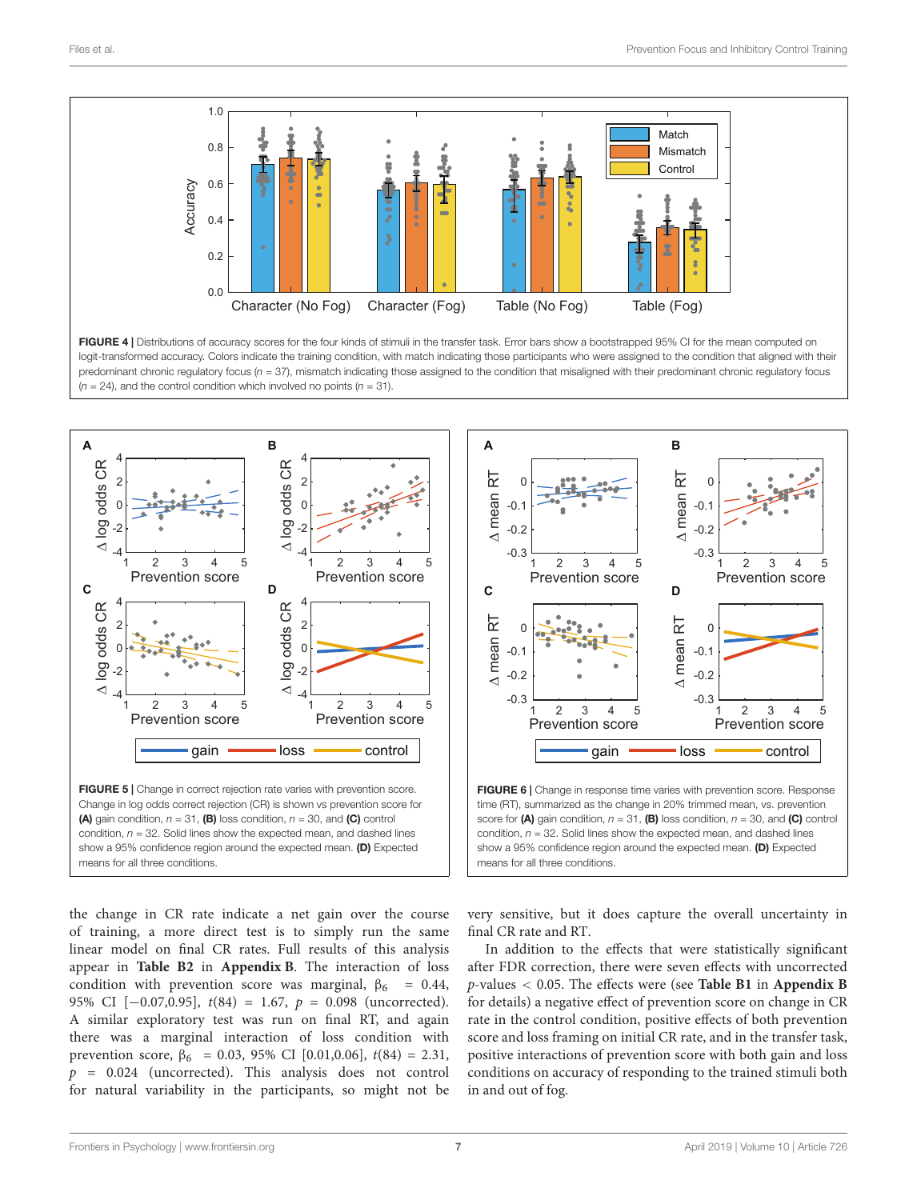**FIGURE 4 |** Distributions of accuracy scores for the four kinds of stimuli in the transfer task. Error bars show a bootstrapped 95% CI for the mean computed on logit-transformed accuracy. Colors indicate the training condition, with match indicating those participants who were assigned to the condition that aligned with their predominant chronic regulatory focus ($n$ = 37), mismatch indicating those assigned to the condition that misaligned with their predominant chronic regulatory focus ($n$ = 24), and the control condition which involved no points ($n$ = 31).

**FIGURE 5 |** Change in correct rejection rate varies with prevention score. Change in log odds correct rejection (CR) is shown vs prevention score for **(A)** gain condition, $n$ = 31, **(B)** loss condition, $n$ = 30, and **(C)** control condition, $n$ = 32. Solid lines show the expected mean, and dashed lines show a 95% confidence region around the expected mean. **(D)** Expected means for all three conditions.

**FIGURE 6 |** Change in response time varies with prevention score. Response time (RT), summarized as the change in 20% trimmed mean, vs. prevention score for **(A)** gain condition, $n$ = 31, **(B)** loss condition, $n$ = 30, and **(C)** control condition, $n$ = 32. Solid lines show the expected mean, and dashed lines show a 95% confidence region around the expected mean. **(D)** Expected means for all three conditions.

the change in CR rate indicate a net gain over the course of training, a more direct test is to simply run the same linear model on final CR rates. Full results of this analysis appear in **Table B2** in **Appendix B**. The interaction of loss condition with prevention score was marginal, $\beta_6$ = 0.44, 95% CI [−0.07,0.95], $t(84)$ = 1.67, $p$ = 0.098 (uncorrected). A similar exploratory test was run on final RT, and again there was a marginal interaction of loss condition with prevention score, $\beta_6$ = 0.03, 95% CI [0.01,0.06], $t(84)$ = 2.31, $p$ = 0.024 (uncorrected). This analysis does not control for natural variability in the participants, so might not be very sensitive, but it does capture the overall uncertainty in final CR rate and RT.

In addition to the effects that were statistically significant after FDR correction, there were seven effects with uncorrected $p$-values < 0.05. The effects were (see **Table B1** in **Appendix B** for details) a negative effect of prevention score on change in CR rate in the control condition, positive effects of both prevention and loss framing on initial CR rate, and in the transfer task, positive interactions of prevention score with both gain and loss conditions on accuracy of responding to the trained stimuli both in and out of fog.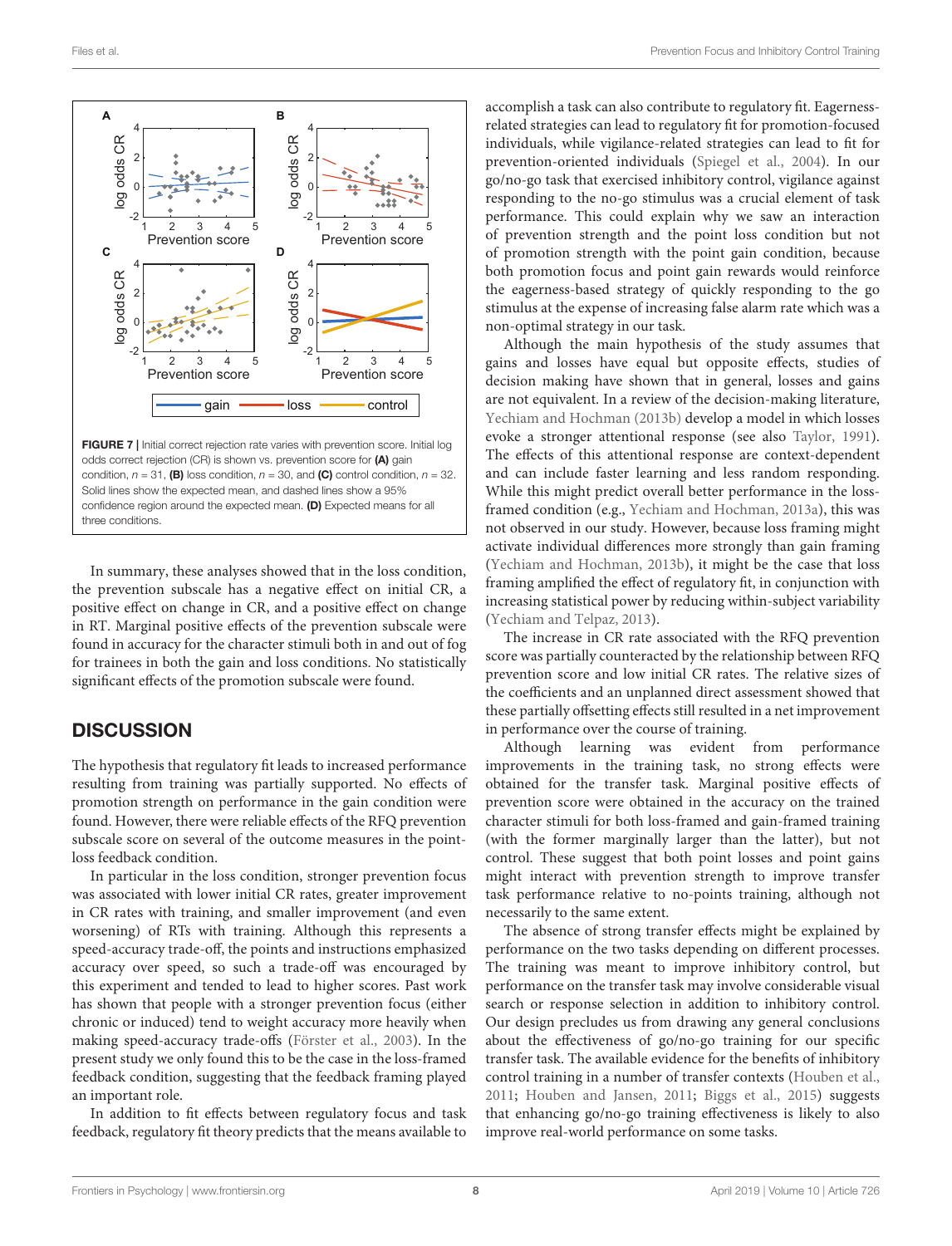FIGURE 7 | Initial correct rejection rate varies with prevention score. Initial log odds correct rejection (CR) is shown vs. prevention score for **(A)** gain condition, $n = 31$, **(B)** loss condition, $n = 30$, and **(C)** control condition, $n = 32$. Solid lines show the expected mean, and dashed lines show a 95% confidence region around the expected mean. **(D)** Expected means for all three conditions.

In summary, these analyses showed that in the loss condition, the prevention subscale has a negative effect on initial CR, a positive effect on change in CR, and a positive effect on change in RT. Marginal positive effects of the prevention subscale were found in accuracy for the character stimuli both in and out of fog for trainees in both the gain and loss conditions. No statistically significant effects of the promotion subscale were found.

## DISCUSSION

The hypothesis that regulatory fit leads to increased performance resulting from training was partially supported. No effects of promotion strength on performance in the gain condition were found. However, there were reliable effects of the RFQ prevention subscale score on several of the outcome measures in the point-loss feedback condition.

In particular in the loss condition, stronger prevention focus was associated with lower initial CR rates, greater improvement in CR rates with training, and smaller improvement (and even worsening) of RTs with training. Although this represents a speed-accuracy trade-off, the points and instructions emphasized accuracy over speed, so such a trade-off was encouraged by this experiment and tended to lead to higher scores. Past work has shown that people with a stronger prevention focus (either chronic or induced) tend to weight accuracy more heavily when making speed-accuracy trade-offs (Förster et al., 2003). In the present study we only found this to be the case in the loss-framed feedback condition, suggesting that the feedback framing played an important role.

In addition to fit effects between regulatory focus and task feedback, regulatory fit theory predicts that the means available to accomplish a task can also contribute to regulatory fit. Eagerness-related strategies can lead to regulatory fit for promotion-focused individuals, while vigilance-related strategies can lead to fit for prevention-oriented individuals (Spiegel et al., 2004). In our go/no-go task that exercised inhibitory control, vigilance against responding to the no-go stimulus was a crucial element of task performance. This could explain why we saw an interaction of prevention strength and the point loss condition but not of promotion strength with the point gain condition, because both promotion focus and point gain rewards would reinforce the eagerness-based strategy of quickly responding to the go stimulus at the expense of increasing false alarm rate which was a non-optimal strategy in our task.

Although the main hypothesis of the study assumes that gains and losses have equal but opposite effects, studies of decision making have shown that in general, losses and gains are not equivalent. In a review of the decision-making literature, Yechiam and Hochman (2013b) develop a model in which losses evoke a stronger attentional response (see also Taylor, 1991). The effects of this attentional response are context-dependent and can include faster learning and less random responding. While this might predict overall better performance in the loss-framed condition (e.g., Yechiam and Hochman, 2013a), this was not observed in our study. However, because loss framing might activate individual differences more strongly than gain framing (Yechiam and Hochman, 2013b), it might be the case that loss framing amplified the effect of regulatory fit, in conjunction with increasing statistical power by reducing within-subject variability (Yechiam and Telpaz, 2013).

The increase in CR rate associated with the RFQ prevention score was partially counteracted by the relationship between RFQ prevention score and low initial CR rates. The relative sizes of the coefficients and an unplanned direct assessment showed that these partially offsetting effects still resulted in a net improvement in performance over the course of training.

Although learning was evident from performance improvements in the training task, no strong effects were obtained for the transfer task. Marginal positive effects of prevention score were obtained in the accuracy on the trained character stimuli for both loss-framed and gain-framed training (with the former marginally larger than the latter), but not control. These suggest that both point losses and point gains might interact with prevention strength to improve transfer task performance relative to no-points training, although not necessarily to the same extent.

The absence of strong transfer effects might be explained by performance on the two tasks depending on different processes. The training was meant to improve inhibitory control, but performance on the transfer task may involve considerable visual search or response selection in addition to inhibitory control. Our design precludes us from drawing any general conclusions about the effectiveness of go/no-go training for our specific transfer task. The available evidence for the benefits of inhibitory control training in a number of transfer contexts (Houben et al., 2011; Houben and Jansen, 2011; Biggs et al., 2015) suggests that enhancing go/no-go training effectiveness is likely to also improve real-world performance on some tasks.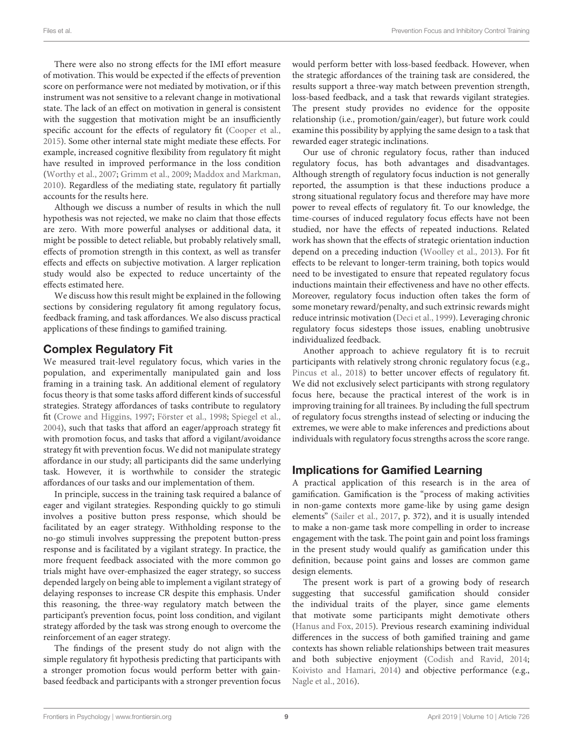There were also no strong effects for the IMI effort measure of motivation. This would be expected if the effects of prevention score on performance were not mediated by motivation, or if this instrument was not sensitive to a relevant change in motivational state. The lack of an effect on motivation in general is consistent with the suggestion that motivation might be an insufficiently specific account for the effects of regulatory fit (Cooper et al., 2015). Some other internal state might mediate these effects. For example, increased cognitive flexibility from regulatory fit might have resulted in improved performance in the loss condition (Worthy et al., 2007; Grimm et al., 2009; Maddox and Markman, 2010). Regardless of the mediating state, regulatory fit partially accounts for the results here.

Although we discuss a number of results in which the null hypothesis was not rejected, we make no claim that those effects are zero. With more powerful analyses or additional data, it might be possible to detect reliable, but probably relatively small, effects of promotion strength in this context, as well as transfer effects and effects on subjective motivation. A larger replication study would also be expected to reduce uncertainty of the effects estimated here.

We discuss how this result might be explained in the following sections by considering regulatory fit among regulatory focus, feedback framing, and task affordances. We also discuss practical applications of these findings to gamified training.

## Complex Regulatory Fit

We measured trait-level regulatory focus, which varies in the population, and experimentally manipulated gain and loss framing in a training task. An additional element of regulatory focus theory is that some tasks afford different kinds of successful strategies. Strategy affordances of tasks contribute to regulatory fit (Crowe and Higgins, 1997; Förster et al., 1998; Spiegel et al., 2004), such that tasks that afford an eager/approach strategy fit with promotion focus, and tasks that afford a vigilant/avoidance strategy fit with prevention focus. We did not manipulate strategy affordance in our study; all participants did the same underlying task. However, it is worthwhile to consider the strategic affordances of our tasks and our implementation of them.

In principle, success in the training task required a balance of eager and vigilant strategies. Responding quickly to go stimuli involves a positive button press response, which should be facilitated by an eager strategy. Withholding response to the no-go stimuli involves suppressing the prepotent button-press response and is facilitated by a vigilant strategy. In practice, the more frequent feedback associated with the more common go trials might have over-emphasized the eager strategy, so success depended largely on being able to implement a vigilant strategy of delaying responses to increase CR despite this emphasis. Under this reasoning, the three-way regulatory match between the participant's prevention focus, point loss condition, and vigilant strategy afforded by the task was strong enough to overcome the reinforcement of an eager strategy.

The findings of the present study do not align with the simple regulatory fit hypothesis predicting that participants with a stronger promotion focus would perform better with gain-based feedback and participants with a stronger prevention focus would perform better with loss-based feedback. However, when the strategic affordances of the training task are considered, the results support a three-way match between prevention strength, loss-based feedback, and a task that rewards vigilant strategies. The present study provides no evidence for the opposite relationship (i.e., promotion/gain/eager), but future work could examine this possibility by applying the same design to a task that rewarded eager strategic inclinations.

Our use of chronic regulatory focus, rather than induced regulatory focus, has both advantages and disadvantages. Although strength of regulatory focus induction is not generally reported, the assumption is that these inductions produce a strong situational regulatory focus and therefore may have more power to reveal effects of regulatory fit. To our knowledge, the time-courses of induced regulatory focus effects have not been studied, nor have the effects of repeated inductions. Related work has shown that the effects of strategic orientation induction depend on a preceding induction (Woolley et al., 2013). For fit effects to be relevant to longer-term training, both topics would need to be investigated to ensure that repeated regulatory focus inductions maintain their effectiveness and have no other effects. Moreover, regulatory focus induction often takes the form of some monetary reward/penalty, and such extrinsic rewards might reduce intrinsic motivation (Deci et al., 1999). Leveraging chronic regulatory focus sidesteps those issues, enabling unobtrusive individualized feedback.

Another approach to achieve regulatory fit is to recruit participants with relatively strong chronic regulatory focus (e.g., Pincus et al., 2018) to better uncover effects of regulatory fit. We did not exclusively select participants with strong regulatory focus here, because the practical interest of the work is in improving training for all trainees. By including the full spectrum of regulatory focus strengths instead of selecting or inducing the extremes, we were able to make inferences and predictions about individuals with regulatory focus strengths across the score range.

## Implications for Gamified Learning

A practical application of this research is in the area of gamification. Gamification is the "process of making activities in non-game contexts more game-like by using game design elements" (Sailer et al., 2017, p. 372), and it is usually intended to make a non-game task more compelling in order to increase engagement with the task. The point gain and point loss framings in the present study would qualify as gamification under this definition, because point gains and losses are common game design elements.

The present work is part of a growing body of research suggesting that successful gamification should consider the individual traits of the player, since game elements that motivate some participants might demotivate others (Hanus and Fox, 2015). Previous research examining individual differences in the success of both gamified training and game contexts has shown reliable relationships between trait measures and both subjective enjoyment (Codish and Ravid, 2014; Koivisto and Hamari, 2014) and objective performance (e.g., Nagle et al., 2016).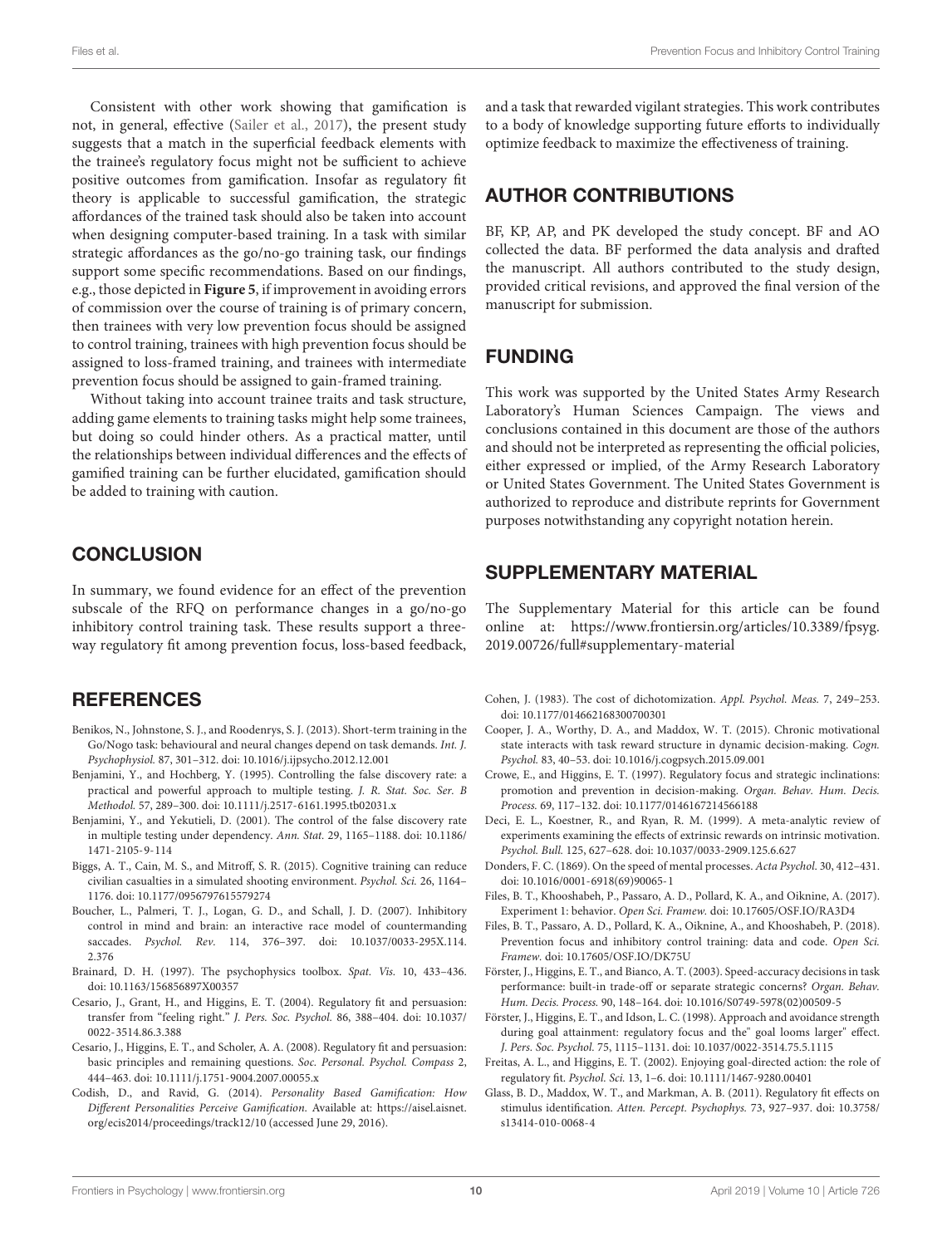Consistent with other work showing that gamification is not, in general, effective (Sailer et al., 2017), the present study suggests that a match in the superficial feedback elements with the trainee's regulatory focus might not be sufficient to achieve positive outcomes from gamification. Insofar as regulatory fit theory is applicable to successful gamification, the strategic affordances of the trained task should also be taken into account when designing computer-based training. In a task with similar strategic affordances as the go/no-go training task, our findings support some specific recommendations. Based on our findings, e.g., those depicted in **Figure 5**, if improvement in avoiding errors of commission over the course of training is of primary concern, then trainees with very low prevention focus should be assigned to control training, trainees with high prevention focus should be assigned to loss-framed training, and trainees with intermediate prevention focus should be assigned to gain-framed training.

Without taking into account trainee traits and task structure, adding game elements to training tasks might help some trainees, but doing so could hinder others. As a practical matter, until the relationships between individual differences and the effects of gamified training can be further elucidated, gamification should be added to training with caution.

## CONCLUSION

In summary, we found evidence for an effect of the prevention subscale of the RFQ on performance changes in a go/no-go inhibitory control training task. These results support a three-way regulatory fit among prevention focus, loss-based feedback, and a task that rewarded vigilant strategies. This work contributes to a body of knowledge supporting future efforts to individually optimize feedback to maximize the effectiveness of training.

## AUTHOR CONTRIBUTIONS

BF, KP, AP, and PK developed the study concept. BF and AO collected the data. BF performed the data analysis and drafted the manuscript. All authors contributed to the study design, provided critical revisions, and approved the final version of the manuscript for submission.

## FUNDING

This work was supported by the United States Army Research Laboratory's Human Sciences Campaign. The views and conclusions contained in this document are those of the authors and should not be interpreted as representing the official policies, either expressed or implied, of the Army Research Laboratory or United States Government. The United States Government is authorized to reproduce and distribute reprints for Government purposes notwithstanding any copyright notation herein.

## SUPPLEMENTARY MATERIAL

The Supplementary Material for this article can be found online at: https://www.frontiersin.org/articles/10.3389/fpsyg.2019.00726/full#supplementary-material

## REFERENCES

Benikos, N., Johnstone, S. J., and Roodenrys, S. J. (2013). Short-term training in the Go/Nogo task: behavioural and neural changes depend on task demands. *Int. J. Psychophysiol.* 87, 301–312. doi: 10.1016/j.ijpsycho.2012.12.001

Benjamini, Y., and Hochberg, Y. (1995). Controlling the false discovery rate: a practical and powerful approach to multiple testing. *J. R. Stat. Soc. Ser. B Methodol.* 57, 289–300. doi: 10.1111/j.2517-6161.1995.tb02031.x

Benjamini, Y., and Yekutieli, D. (2001). The control of the false discovery rate in multiple testing under dependency. *Ann. Stat.* 29, 1165–1188. doi: 10.1186/1471-2105-9-114

Biggs, A. T., Cain, M. S., and Mitroff, S. R. (2015). Cognitive training can reduce civilian casualties in a simulated shooting environment. *Psychol. Sci.* 26, 1164–1176. doi: 10.1177/0956797615579274

Boucher, L., Palmeri, T. J., Logan, G. D., and Schall, J. D. (2007). Inhibitory control in mind and brain: an interactive race model of countermanding saccades. *Psychol. Rev.* 114, 376–397. doi: 10.1037/0033-295X.114.2.376

Brainard, D. H. (1997). The psychophysics toolbox. *Spat. Vis.* 10, 433–436. doi: 10.1163/156856897X00357

Cesario, J., Grant, H., and Higgins, E. T. (2004). Regulatory fit and persuasion: transfer from "feeling right." *J. Pers. Soc. Psychol.* 86, 388–404. doi: 10.1037/0022-3514.86.3.388

Cesario, J., Higgins, E. T., and Scholer, A. A. (2008). Regulatory fit and persuasion: basic principles and remaining questions. *Soc. Personal. Psychol. Compass* 2, 444–463. doi: 10.1111/j.1751-9004.2007.00055.x

Codish, D., and Ravid, G. (2014). *Personality Based Gamification: How Different Personalities Perceive Gamification.* Available at: https://aisel.aisnet.org/ecis2014/proceedings/track12/10 (accessed June 29, 2016).

Cohen, J. (1983). The cost of dichotomization. *Appl. Psychol. Meas.* 7, 249–253. doi: 10.1177/014662168300700301

Cooper, J. A., Worthy, D. A., and Maddox, W. T. (2015). Chronic motivational state interacts with task reward structure in dynamic decision-making. *Cogn. Psychol.* 83, 40–53. doi: 10.1016/j.cogpsych.2015.09.001

Crowe, E., and Higgins, E. T. (1997). Regulatory focus and strategic inclinations: promotion and prevention in decision-making. *Organ. Behav. Hum. Decis. Process.* 69, 117–132. doi: 10.1177/0146167214566188

Deci, E. L., Koestner, R., and Ryan, R. M. (1999). A meta-analytic review of experiments examining the effects of extrinsic rewards on intrinsic motivation. *Psychol. Bull.* 125, 627–628. doi: 10.1037/0033-2909.125.6.627

Donders, F. C. (1869). On the speed of mental processes. *Acta Psychol*. 30, 412–431. doi: 10.1016/0001-6918(69)90065-1

Files, B. T., Khooshabeh, P., Passaro, A. D., Pollard, K. A., and Oiknine, A. (2017). Experiment 1: behavior. *Open Sci. Framew.* doi: 10.17605/OSF.IO/RA3D4

Files, B. T., Passaro, A. D., Pollard, K. A., Oiknine, A., and Khooshabeh, P. (2018). Prevention focus and inhibitory control training: data and code. *Open Sci. Framew.* doi: 10.17605/OSF.IO/DK75U

Förster, J., Higgins, E. T., and Bianco, A. T. (2003). Speed-accuracy decisions in task performance: built-in trade-off or separate strategic concerns? *Organ. Behav. Hum. Decis. Process.* 90, 148–164. doi: 10.1016/S0749-5978(02)00509-5

Förster, J., Higgins, E. T., and Idson, L. C. (1998). Approach and avoidance strength during goal attainment: regulatory focus and the" goal looms larger" effect. *J. Pers. Soc. Psychol.* 75, 1115–1131. doi: 10.1037/0022-3514.75.5.1115

Freitas, A. L., and Higgins, E. T. (2002). Enjoying goal-directed action: the role of regulatory fit. *Psychol. Sci.* 13, 1–6. doi: 10.1111/1467-9280.00401

Glass, B. D., Maddox, W. T., and Markman, A. B. (2011). Regulatory fit effects on stimulus identification. *Atten. Percept. Psychophys.* 73, 927–937. doi: 10.3758/s13414-010-0068-4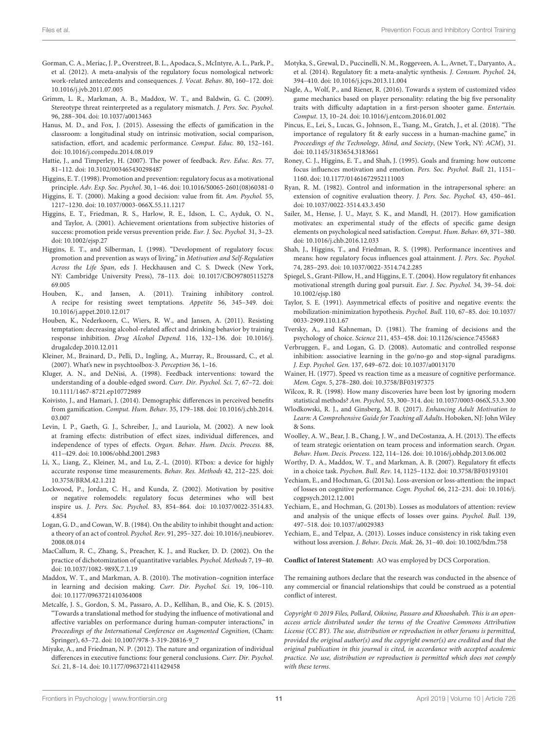Gorman, C. A., Meriac, J. P., Overstreet, B. L., Apodaca, S., McIntyre, A. L., Park, P., et al. (2012). A meta-analysis of the regulatory focus nomological network: work-related antecedents and consequences. *J. Vocat. Behav.* 80, 160–172. doi: 10.1016/j.jvb.2011.07.005

Grimm, L. R., Markman, A. B., Maddox, W. T., and Baldwin, G. C. (2009). Stereotype threat reinterpreted as a regulatory mismatch. *J. Pers. Soc. Psychol.* 96, 288–304. doi: 10.1037/a0013463

Hanus, M. D., and Fox, J. (2015). Assessing the effects of gamification in the classroom: a longitudinal study on intrinsic motivation, social comparison, satisfaction, effort, and academic performance. *Comput. Educ.* 80, 152–161. doi: 10.1016/j.compedu.2014.08.019

Hattie, J., and Timperley, H. (2007). The power of feedback. *Rev. Educ. Res.* 77, 81–112. doi: 10.3102/003465430298487

Higgins, E. T. (1998). Promotion and prevention: regulatory focus as a motivational principle. *Adv. Exp. Soc. Psychol.* 30, 1–46. doi: 10.1016/S0065-2601(08)60381-0

Higgins, E. T. (2000). Making a good decision: value from fit. *Am. Psychol.* 55, 1217–1230. doi: 10.1037/0003-066X.55.11.1217

Higgins, E. T., Friedman, R. S., Harlow, R. E., Idson, L. C., Ayduk, O. N., and Taylor, A. (2001). Achievement orientations from subjective histories of success: promotion pride versus prevention pride. *Eur. J. Soc. Psychol.* 31, 3–23. doi: 10.1002/ejsp.27

Higgins, E. T., and Silberman, I. (1998). "Development of regulatory focus: promotion and prevention as ways of living," in *Motivation and Self-Regulation Across the Life Span*, eds J. Heckhausen and C. S. Dweck (New York, NY: Cambridge University Press), 78–113. doi: 10.1017/CBO9780511527869.005

Houben, K., and Jansen, A. (2011). Training inhibitory control. A recipe for resisting sweet temptations. *Appetite* 56, 345–349. doi: 10.1016/j.appet.2010.12.017

Houben, K., Nederkoorn, C., Wiers, R. W., and Jansen, A. (2011). Resisting temptation: decreasing alcohol-related affect and drinking behavior by training response inhibition. *Drug Alcohol Depend.* 116, 132–136. doi: 10.1016/j.drugalcdep.2010.12.011

Kleiner, M., Brainard, D., Pelli, D., Ingling, A., Murray, R., Broussard, C., et al. (2007). What's new in psychtoolbox-3. *Perception* 36, 1–16.

Kluger, A. N., and DeNisi, A. (1998). Feedback interventions: toward the understanding of a double-edged sword. *Curr. Dir. Psychol. Sci.* 7, 67–72. doi: 10.1111/1467-8721.ep10772989

Koivisto, J., and Hamari, J. (2014). Demographic differences in perceived benefits from gamification. *Comput. Hum. Behav.* 35, 179–188. doi: 10.1016/j.chb.2014.03.007

Levin, I. P., Gaeth, G. J., Schreiber, J., and Lauriola, M. (2002). A new look at framing effects: distribution of effect sizes, individual differences, and independence of types of effects. *Organ. Behav. Hum. Decis. Process.* 88, 411–429. doi: 10.1006/obhd.2001.2983

Li, X., Liang, Z., Kleiner, M., and Lu, Z.-L. (2010). RTbox: a device for highly accurate response time measurements. *Behav. Res. Methods* 42, 212–225. doi: 10.3758/BRM.42.1.212

Lockwood, P., Jordan, C. H., and Kunda, Z. (2002). Motivation by positive or negative rolemodels: regulatory focus determines who will best inspire us. *J. Pers. Soc. Psychol.* 83, 854–864. doi: 10.1037/0022-3514.83.4.854

Logan, G. D., and Cowan, W. B. (1984). On the ability to inhibit thought and action: a theory of an act of control. *Psychol. Rev.* 91, 295–327. doi: 10.1016/j.neubiorev.2008.08.014

MacCallum, R. C., Zhang, S., Preacher, K. J., and Rucker, D. D. (2002). On the practice of dichotomization of quantitative variables. *Psychol. Methods* 7, 19–40. doi: 10.1037/1082-989X.7.1.19

Maddox, W. T., and Markman, A. B. (2010). The motivation–cognition interface in learning and decision making. *Curr. Dir. Psychol. Sci.* 19, 106–110. doi: 10.1177/0963721410364008

Metcalfe, J. S., Gordon, S. M., Passaro, A. D., Kellihan, B., and Oie, K. S. (2015). "Towards a translational method for studying the influence of motivational and affective variables on performance during human-computer interactions," in *Proceedings of the International Conference on Augmented Cognition*, (Cham: Springer), 63–72. doi: 10.1007/978-3-319-20816-9_7

Miyake, A., and Friedman, N. P. (2012). The nature and organization of individual differences in executive functions: four general conclusions. *Curr. Dir. Psychol. Sci.* 21, 8–14. doi: 10.1177/0963721411429458

Motyka, S., Grewal, D., Puccinelli, N. M., Roggeveen, A. L., Avnet, T., Daryanto, A., et al. (2014). Regulatory fit: a meta-analytic synthesis. *J. Consum. Psychol.* 24, 394–410. doi: 10.1016/j.jcps.2013.11.004

Nagle, A., Wolf, P., and Riener, R. (2016). Towards a system of customized video game mechanics based on player personality: relating the big five personality traits with difficulty adaptation in a first-person shooter game. *Entertain. Comput.* 13, 10–24. doi: 10.1016/j.entcom.2016.01.002

Pincus, E., Lei, S., Lucas, G., Johnson, E., Tsang, M., Gratch, J., et al. (2018). "The importance of regulatory fit & early success in a human-machine game," in *Proceedings of the Technology, Mind, and Society*, (New York, NY: ACM), 31. doi: 10.1145/3183654.3183661

Roney, C. J., Higgins, E. T., and Shah, J. (1995). Goals and framing: how outcome focus influences motivation and emotion. *Pers. Soc. Psychol. Bull.* 21, 1151–1160. doi: 10.1177/01461672952111003

Ryan, R. M. (1982). Control and information in the intrapersonal sphere: an extension of cognitive evaluation theory. *J. Pers. Soc. Psychol.* 43, 450–461. doi: 10.1037/0022-3514.43.3.450

Sailer, M., Hense, J. U., Mayr, S. K., and Mandl, H. (2017). How gamification motivates: an experimental study of the effects of specific game design elements on psychological need satisfaction. *Comput. Hum. Behav.* 69, 371–380. doi: 10.1016/j.chb.2016.12.033

Shah, J., Higgins, T., and Friedman, R. S. (1998). Performance incentives and means: how regulatory focus influences goal attainment. *J. Pers. Soc. Psychol.* 74, 285–293. doi: 10.1037/0022-3514.74.2.285

Spiegel, S., Grant-Pillow, H., and Higgins, E. T. (2004). How regulatory fit enhances motivational strength during goal pursuit. *Eur. J. Soc. Psychol.* 34, 39–54. doi: 10.1002/ejsp.180

Taylor, S. E. (1991). Asymmetrical effects of positive and negative events: the mobilization-minimization hypothesis. *Psychol. Bull.* 110, 67–85. doi: 10.1037/0033-2909.110.1.67

Tversky, A., and Kahneman, D. (1981). The framing of decisions and the psychology of choice. *Science* 211, 453–458. doi: 10.1126/science.7455683

Verbruggen, F., and Logan, G. D. (2008). Automatic and controlled response inhibition: associative learning in the go/no-go and stop-signal paradigms. *J. Exp. Psychol. Gen.* 137, 649–672. doi: 10.1037/a0013170

Wainer, H. (1977). Speed vs reaction time as a measure of cognitive performance. *Mem. Cogn.* 5, 278–280. doi: 10.3758/BF03197375

Wilcox, R. R. (1998). How many discoveries have been lost by ignoring modern statistical methods? *Am. Psychol.* 53, 300–314. doi: 10.1037/0003-066X.53.3.300

Wlodkowski, R. J., and Ginsberg, M. B. (2017). *Enhancing Adult Motivation to Learn: A Comprehensive Guide for Teaching all Adults*. Hoboken, NJ: John Wiley & Sons.

Woolley, A. W., Bear, J. B., Chang, J. W., and DeCostanza, A. H. (2013). The effects of team strategic orientation on team process and information search. *Organ. Behav. Hum. Decis. Process.* 122, 114–126. doi: 10.1016/j.obhdp.2013.06.002

Worthy, D. A., Maddox, W. T., and Markman, A. B. (2007). Regulatory fit effects in a choice task. *Psychon. Bull. Rev.* 14, 1125–1132. doi: 10.3758/BF03193101

Yechiam, E., and Hochman, G. (2013a). Loss-aversion or loss-attention: the impact of losses on cognitive performance. *Cogn. Psychol.* 66, 212–231. doi: 10.1016/j.cogpsych.2012.12.001

Yechiam, E., and Hochman, G. (2013b). Losses as modulators of attention: review and analysis of the unique effects of losses over gains. *Psychol. Bull.* 139, 497–518. doi: 10.1037/a0029383

Yechiam, E., and Telpaz, A. (2013). Losses induce consistency in risk taking even without loss aversion. *J. Behav. Decis. Mak.* 26, 31–40. doi: 10.1002/bdm.758

**Conflict of Interest Statement:** AO was employed by DCS Corporation.

The remaining authors declare that the research was conducted in the absence of any commercial or financial relationships that could be construed as a potential conflict of interest.

*Copyright © 2019 Files, Pollard, Oiknine, Passaro and Khooshabeh. This is an open-access article distributed under the terms of the Creative Commons Attribution License (CC BY). The use, distribution or reproduction in other forums is permitted, provided the original author(s) and the copyright owner(s) are credited and that the original publication in this journal is cited, in accordance with accepted academic practice. No use, distribution or reproduction is permitted which does not comply with these terms.*